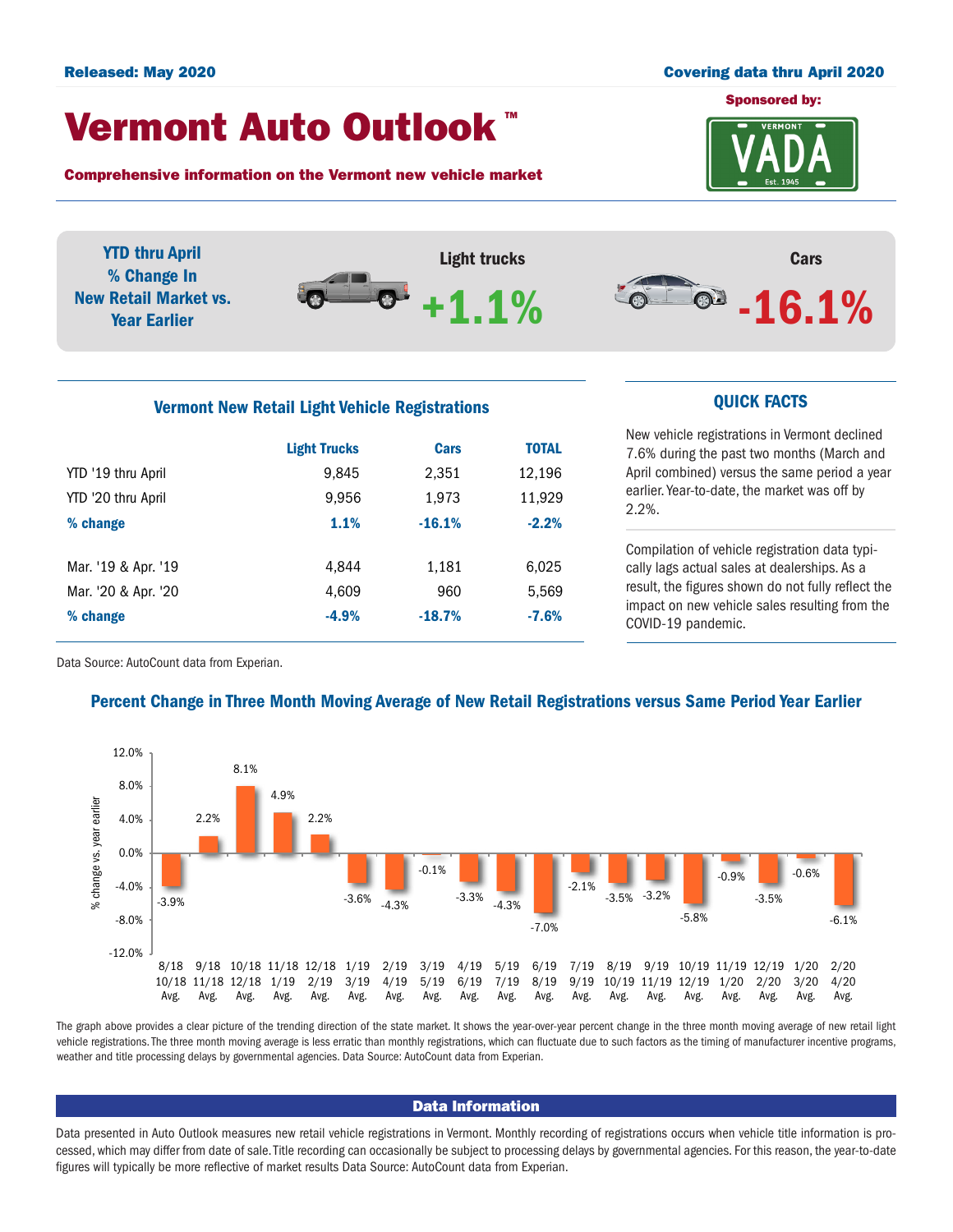**Released: May 2020**

**Covering data thru April 2020**

# Vermont Auto Outlook™

**Comprehensive information on the Vermont new vehicle market**

**Sponsored by:** VERMONT VADA Est. 1945

**YTD thru April % Change In New Retail Market vs. Year Earlier**

Light trucks **+1.1%**

Cars **-16.1%**

## Vermont New Retail Light Vehicle Registrations

| | Light Trucks | Cars | TOTAL |
|---|---|---|---|
| YTD '19 thru April | 9,845 | 2,351 | 12,196 |
| YTD '20 thru April | 9,956 | 1,973 | 11,929 |
| **% change** | **1.1%** | **-16.1%** | **-2.2%** |
| Mar. '19 & Apr. '19 | 4,844 | 1,181 | 6,025 |
| Mar. '20 & Apr. '20 | 4,609 | 960 | 5,569 |
| **% change** | **-4.9%** | **-18.7%** | **-7.6%** |

Data Source: AutoCount data from Experian.

## QUICK FACTS

New vehicle registrations in Vermont declined 7.6% during the past two months (March and April combined) versus the same period a year earlier. Year-to-date, the market was off by 2.2%.

Compilation of vehicle registration data typically lags actual sales at dealerships. As a result, the figures shown do not fully reflect the impact on new vehicle sales resulting from the COVID-19 pandemic.

## Percent Change in Three Month Moving Average of New Retail Registrations versus Same Period Year Earlier

| Period | % change vs. year earlier |
|---|---|
| 8/18 10/18 Avg. | -3.9% |
| 9/18 11/18 Avg. | 2.2% |
| 10/18 12/18 Avg. | 8.1% |
| 11/18 1/19 Avg. | 4.9% |
| 12/18 2/19 Avg. | 2.2% |
| 1/19 3/19 Avg. | -3.6% |
| 2/19 4/19 Avg. | -4.3% |
| 3/19 5/19 Avg. | -0.1% |
| 4/19 6/19 Avg. | -3.3% |
| 5/19 7/19 Avg. | -4.3% |
| 6/19 8/19 Avg. | -7.0% |
| 7/19 9/19 Avg. | -2.1% |
| 8/19 10/19 Avg. | -3.5% |
| 9/19 11/19 Avg. | -3.2% |
| 10/19 12/19 Avg. | -5.8% |
| 11/19 1/20 Avg. | -0.9% |
| 12/19 2/20 Avg. | -3.5% |
| 1/20 3/20 Avg. | -0.6% |
| 2/20 4/20 Avg. | -6.1% |

The graph above provides a clear picture of the trending direction of the state market. It shows the year-over-year percent change in the three month moving average of new retail light vehicle registrations. The three month moving average is less erratic than monthly registrations, which can fluctuate due to such factors as the timing of manufacturer incentive programs, weather and title processing delays by governmental agencies. Data Source: AutoCount data from Experian.

## Data Information

Data presented in Auto Outlook measures new retail vehicle registrations in Vermont. Monthly recording of registrations occurs when vehicle title information is processed, which may differ from date of sale. Title recording can occasionally be subject to processing delays by governmental agencies. For this reason, the year-to-date figures will typically be more reflective of market results Data Source: AutoCount data from Experian.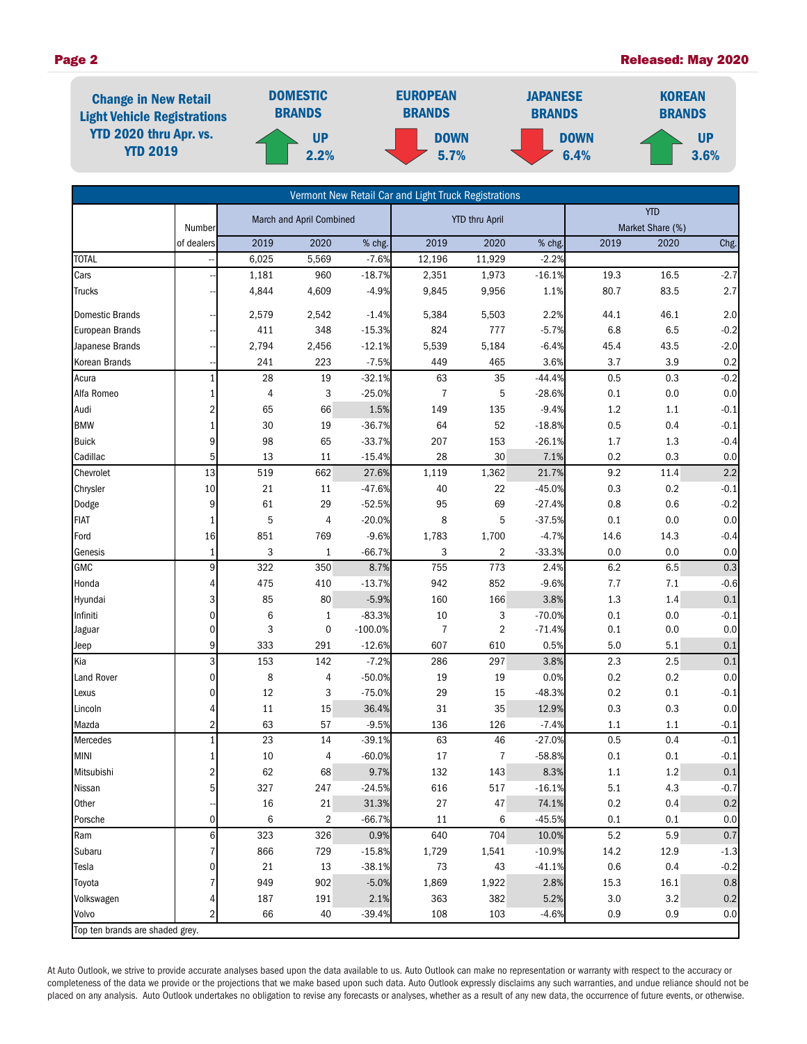**Change in New Retail Light Vehicle Registrations YTD 2020 thru Apr. vs. YTD 2019**

| DOMESTIC BRANDS | EUROPEAN BRANDS | JAPANESE BRANDS | KOREAN BRANDS |
|---|---|---|---|
| UP 2.2% | DOWN 5.7% | DOWN 6.4% | UP 3.6% |

**Vermont New Retail Car and Light Truck Registrations**

| | Number of dealers | March and April Combined 2019 | 2020 | % chg. | YTD thru April 2019 | 2020 | % chg. | YTD Market Share (%) 2019 | 2020 | Chg. |
|---|---|---|---|---|---|---|---|---|---|---|
| TOTAL | -- | 6,025 | 5,569 | -7.6% | 12,196 | 11,929 | -2.2% | | | |
| Cars | -- | 1,181 | 960 | -18.7% | 2,351 | 1,973 | -16.1% | 19.3 | 16.5 | -2.7 |
| Trucks | -- | 4,844 | 4,609 | -4.9% | 9,845 | 9,956 | 1.1% | 80.7 | 83.5 | 2.7 |
| Domestic Brands | -- | 2,579 | 2,542 | -1.4% | 5,384 | 5,503 | 2.2% | 44.1 | 46.1 | 2.0 |
| European Brands | -- | 411 | 348 | -15.3% | 824 | 777 | -5.7% | 6.8 | 6.5 | -0.2 |
| Japanese Brands | -- | 2,794 | 2,456 | -12.1% | 5,539 | 5,184 | -6.4% | 45.4 | 43.5 | -2.0 |
| Korean Brands | -- | 241 | 223 | -7.5% | 449 | 465 | 3.6% | 3.7 | 3.9 | 0.2 |
| Acura | 1 | 28 | 19 | -32.1% | 63 | 35 | -44.4% | 0.5 | 0.3 | -0.2 |
| Alfa Romeo | 1 | 4 | 3 | -25.0% | 7 | 5 | -28.6% | 0.1 | 0.0 | 0.0 |
| Audi | 2 | 65 | 66 | 1.5% | 149 | 135 | -9.4% | 1.2 | 1.1 | -0.1 |
| BMW | 1 | 30 | 19 | -36.7% | 64 | 52 | -18.8% | 0.5 | 0.4 | -0.1 |
| Buick | 9 | 98 | 65 | -33.7% | 207 | 153 | -26.1% | 1.7 | 1.3 | -0.4 |
| Cadillac | 5 | 13 | 11 | -15.4% | 28 | 30 | 7.1% | 0.2 | 0.3 | 0.0 |
| Chevrolet | 13 | 519 | 662 | 27.6% | 1,119 | 1,362 | 21.7% | 9.2 | 11.4 | 2.2 |
| Chrysler | 10 | 21 | 11 | -47.6% | 40 | 22 | -45.0% | 0.3 | 0.2 | -0.1 |
| Dodge | 9 | 61 | 29 | -52.5% | 95 | 69 | -27.4% | 0.8 | 0.6 | -0.2 |
| FIAT | 1 | 5 | 4 | -20.0% | 8 | 5 | -37.5% | 0.1 | 0.0 | 0.0 |
| Ford | 16 | 851 | 769 | -9.6% | 1,783 | 1,700 | -4.7% | 14.6 | 14.3 | -0.4 |
| Genesis | 1 | 3 | 1 | -66.7% | 3 | 2 | -33.3% | 0.0 | 0.0 | 0.0 |
| GMC | 9 | 322 | 350 | 8.7% | 755 | 773 | 2.4% | 6.2 | 6.5 | 0.3 |
| Honda | 4 | 475 | 410 | -13.7% | 942 | 852 | -9.6% | 7.7 | 7.1 | -0.6 |
| Hyundai | 3 | 85 | 80 | -5.9% | 160 | 166 | 3.8% | 1.3 | 1.4 | 0.1 |
| Infiniti | 0 | 6 | 1 | -83.3% | 10 | 3 | -70.0% | 0.1 | 0.0 | -0.1 |
| Jaguar | 0 | 3 | 0 | -100.0% | 7 | 2 | -71.4% | 0.1 | 0.0 | 0.0 |
| Jeep | 9 | 333 | 291 | -12.6% | 607 | 610 | 0.5% | 5.0 | 5.1 | 0.1 |
| Kia | 3 | 153 | 142 | -7.2% | 286 | 297 | 3.8% | 2.3 | 2.5 | 0.1 |
| Land Rover | 0 | 8 | 4 | -50.0% | 19 | 19 | 0.0% | 0.2 | 0.2 | 0.0 |
| Lexus | 0 | 12 | 3 | -75.0% | 29 | 15 | -48.3% | 0.2 | 0.1 | -0.1 |
| Lincoln | 4 | 11 | 15 | 36.4% | 31 | 35 | 12.9% | 0.3 | 0.3 | 0.0 |
| Mazda | 2 | 63 | 57 | -9.5% | 136 | 126 | -7.4% | 1.1 | 1.1 | -0.1 |
| Mercedes | 1 | 23 | 14 | -39.1% | 63 | 46 | -27.0% | 0.5 | 0.4 | -0.1 |
| MINI | 1 | 10 | 4 | -60.0% | 17 | 7 | -58.8% | 0.1 | 0.1 | -0.1 |
| Mitsubishi | 2 | 62 | 68 | 9.7% | 132 | 143 | 8.3% | 1.1 | 1.2 | 0.1 |
| Nissan | 5 | 327 | 247 | -24.5% | 616 | 517 | -16.1% | 5.1 | 4.3 | -0.7 |
| Other | -- | 16 | 21 | 31.3% | 27 | 47 | 74.1% | 0.2 | 0.4 | 0.2 |
| Porsche | 0 | 6 | 2 | -66.7% | 11 | 6 | -45.5% | 0.1 | 0.1 | 0.0 |
| Ram | 6 | 323 | 326 | 0.9% | 640 | 704 | 10.0% | 5.2 | 5.9 | 0.7 |
| Subaru | 7 | 866 | 729 | -15.8% | 1,729 | 1,541 | -10.9% | 14.2 | 12.9 | -1.3 |
| Tesla | 0 | 21 | 13 | -38.1% | 73 | 43 | -41.1% | 0.6 | 0.4 | -0.2 |
| Toyota | 7 | 949 | 902 | -5.0% | 1,869 | 1,922 | 2.8% | 15.3 | 16.1 | 0.8 |
| Volkswagen | 4 | 187 | 191 | 2.1% | 363 | 382 | 5.2% | 3.0 | 3.2 | 0.2 |
| Volvo | 2 | 66 | 40 | -39.4% | 108 | 103 | -4.6% | 0.9 | 0.9 | 0.0 |

Top ten brands are shaded grey.

At Auto Outlook, we strive to provide accurate analyses based upon the data available to us. Auto Outlook can make no representation or warranty with respect to the accuracy or completeness of the data we provide or the projections that we make based upon such data. Auto Outlook expressly disclaims any such warranties, and undue reliance should not be placed on any analysis. Auto Outlook undertakes no obligation to revise any forecasts or analyses, whether as a result of any new data, the occurrence of future events, or otherwise.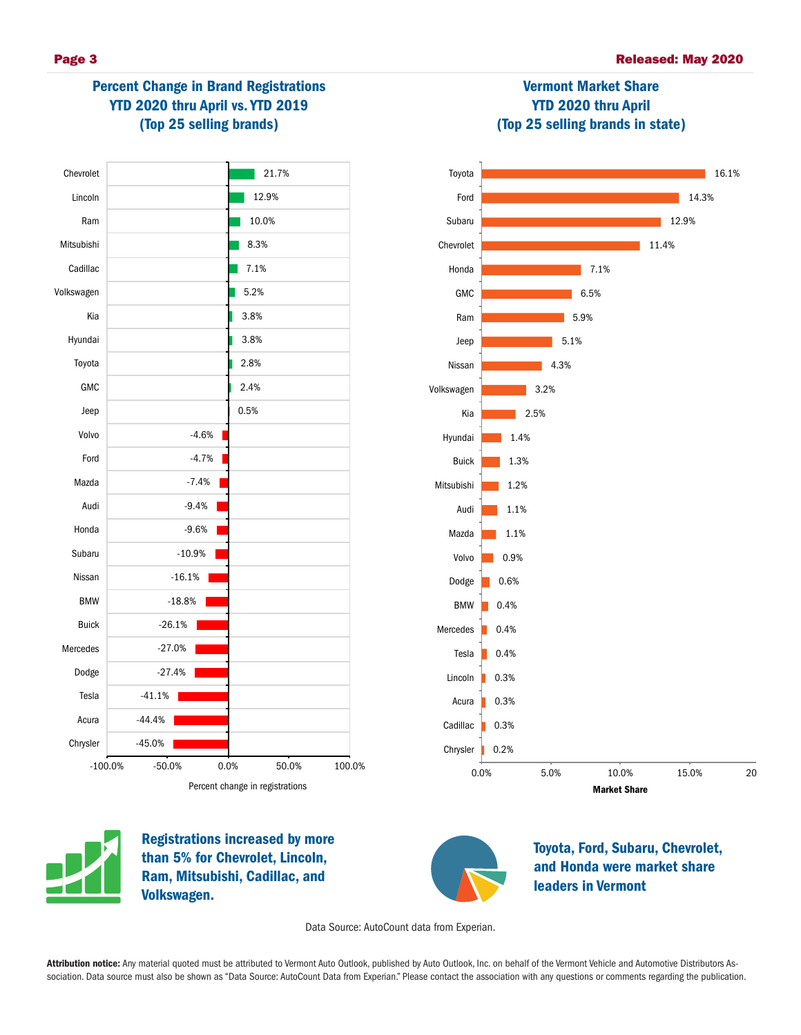## Percent Change in Brand Registrations YTD 2020 thru April vs. YTD 2019 (Top 25 selling brands)

| Brand | Percent change in registrations |
| --- | --- |
| Chevrolet | 21.7% |
| Lincoln | 12.9% |
| Ram | 10.0% |
| Mitsubishi | 8.3% |
| Cadillac | 7.1% |
| Volkswagen | 5.2% |
| Kia | 3.8% |
| Hyundai | 3.8% |
| Toyota | 2.8% |
| GMC | 2.4% |
| Jeep | 0.5% |
| Volvo | -4.6% |
| Ford | -4.7% |
| Mazda | -7.4% |
| Audi | -9.4% |
| Honda | -9.6% |
| Subaru | -10.9% |
| Nissan | -16.1% |
| BMW | -18.8% |
| Buick | -26.1% |
| Mercedes | -27.0% |
| Dodge | -27.4% |
| Tesla | -41.1% |
| Acura | -44.4% |
| Chrysler | -45.0% |

## Vermont Market Share YTD 2020 thru April (Top 25 selling brands in state)

| Brand | Market Share |
| --- | --- |
| Toyota | 16.1% |
| Ford | 14.3% |
| Subaru | 12.9% |
| Chevrolet | 11.4% |
| Honda | 7.1% |
| GMC | 6.5% |
| Ram | 5.9% |
| Jeep | 5.1% |
| Nissan | 4.3% |
| Volkswagen | 3.2% |
| Kia | 2.5% |
| Hyundai | 1.4% |
| Buick | 1.3% |
| Mitsubishi | 1.2% |
| Audi | 1.1% |
| Mazda | 1.1% |
| Volvo | 0.9% |
| Dodge | 0.6% |
| BMW | 0.4% |
| Mercedes | 0.4% |
| Tesla | 0.4% |
| Lincoln | 0.3% |
| Acura | 0.3% |
| Cadillac | 0.3% |
| Chrysler | 0.2% |

**Registrations increased by more than 5% for Chevrolet, Lincoln, Ram, Mitsubishi, Cadillac, and Volkswagen.**

**Toyota, Ford, Subaru, Chevrolet, and Honda were market share leaders in Vermont**

Data Source: AutoCount data from Experian.

**Attribution notice:** Any material quoted must be attributed to Vermont Auto Outlook, published by Auto Outlook, Inc. on behalf of the Vermont Vehicle and Automotive Distributors Association. Data source must also be shown as "Data Source: AutoCount Data from Experian." Please contact the association with any questions or comments regarding the publication.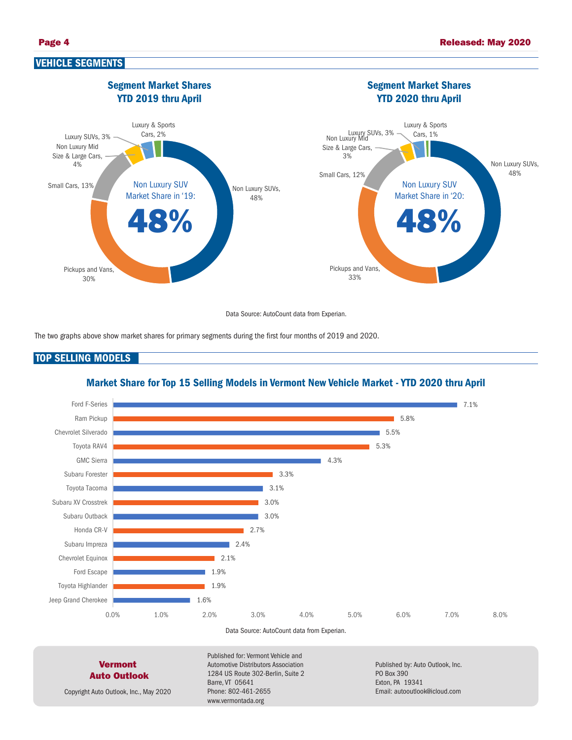## VEHICLE SEGMENTS

**Segment Market Shares YTD 2019 thru April**

Luxury & Sports Cars, 2%
Luxury SUVs, 3%
Non Luxury Mid Size & Large Cars, 4%
Small Cars, 13%
Non Luxury SUVs, 48%
Pickups and Vans, 30%

Non Luxury SUV Market Share in '19:
48%

**Segment Market Shares YTD 2020 thru April**

Luxury & Sports Cars, 1%
Luxury SUVs, 3%
Non Luxury Mid Size & Large Cars, 3%
Small Cars, 12%
Non Luxury SUVs, 48%
Pickups and Vans, 33%

Non Luxury SUV Market Share in '20:
48%

Data Source: AutoCount data from Experian.

The two graphs above show market shares for primary segments during the first four months of 2019 and 2020.

## TOP SELLING MODELS

**Market Share for Top 15 Selling Models in Vermont New Vehicle Market - YTD 2020 thru April**

Ford F-Series 7.1%
Ram Pickup 5.8%
Chevrolet Silverado 5.5%
Toyota RAV4 5.3%
GMC Sierra 4.3%
Subaru Forester 3.3%
Toyota Tacoma 3.1%
Subaru XV Crosstrek 3.0%
Subaru Outback 3.0%
Honda CR-V 2.7%
Subaru Impreza 2.4%
Chevrolet Equinox 2.1%
Ford Escape 1.9%
Toyota Highlander 1.9%
Jeep Grand Cherokee 1.6%

0.0% 1.0% 2.0% 3.0% 4.0% 5.0% 6.0% 7.0% 8.0%

Data Source: AutoCount data from Experian.

**Vermont Auto Outlook**

Copyright Auto Outlook, Inc., May 2020

Published for: Vermont Vehicle and Automotive Distributors Association
1284 US Route 302-Berlin, Suite 2
Barre, VT 05641
Phone: 802-461-2655
www.vermontada.org

Published by: Auto Outlook, Inc.
PO Box 390
Exton, PA 19341
Email: autooutlook@icloud.com